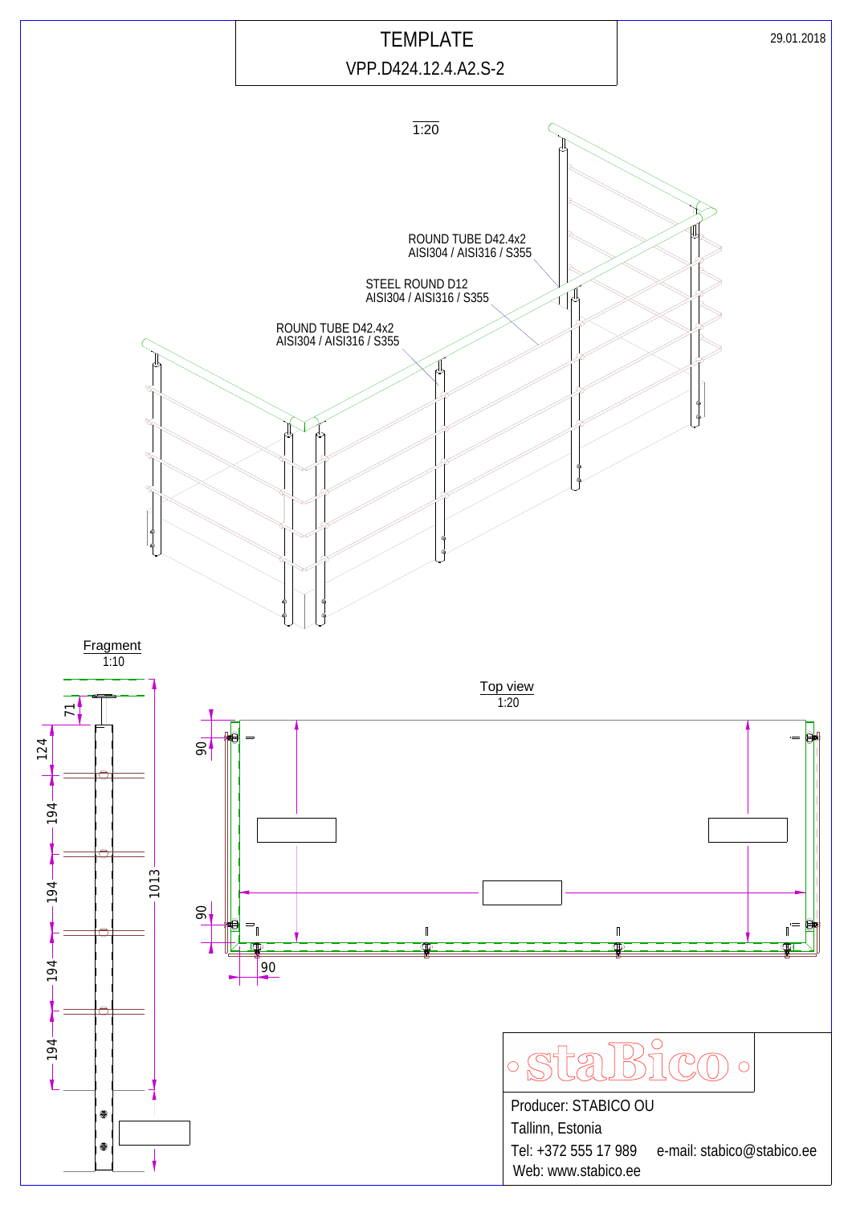# TEMPLATE

VPP.D424.12.4.A2.S-2

29.01.2018

1:20

ROUND TUBE D42.4x2
AISI304 / AISI316 / S355

STEEL ROUND D12
AISI304 / AISI316 / S355

ROUND TUBE D42.4x2
AISI304 / AISI316 / S355

Fragment
1:10

71
124
194
194
194
194
1013

Top view
1:20

90
90
90

Producer: STABICO OU

Tallinn, Estonia

Tel: +372 555 17 989 e-mail: stabico@stabico.ee

Web: www.stabico.ee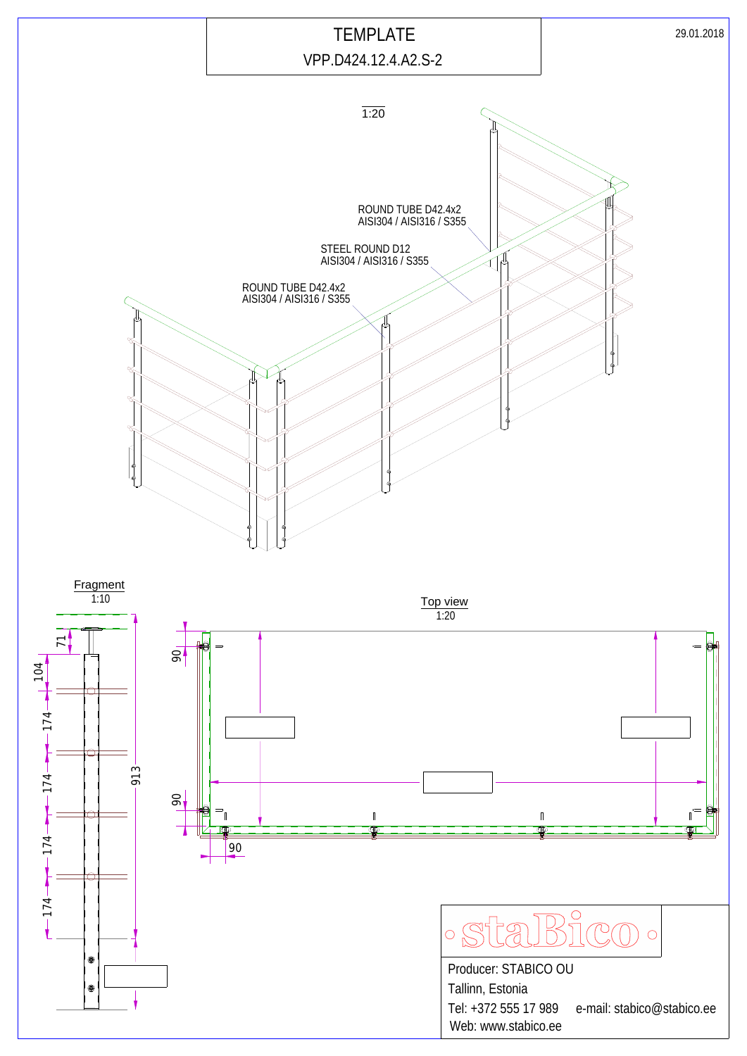# TEMPLATE

VPP.D424.12.4.A2.S-2

29.01.2018

1:20

ROUND TUBE D42.4x2
AISI304 / AISI316 / S355

STEEL ROUND D12
AISI304 / AISI316 / S355

ROUND TUBE D42.4x2
AISI304 / AISI316 / S355

Fragment
1:10

71

104

174

174

174

174

913

Top view
1:20

90

90

90

Producer: STABICO OU

Tallinn, Estonia

Tel: +372 555 17 989 e-mail: stabico@stabico.ee

Web: www.stabico.ee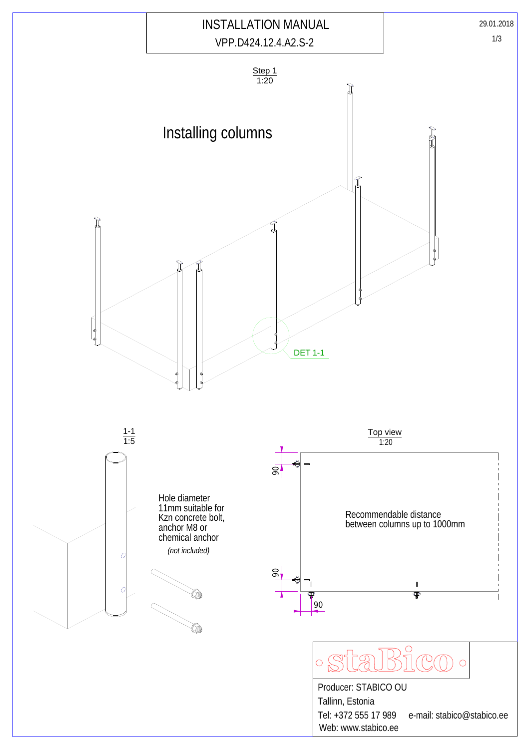# INSTALLATION MANUAL

VPP.D424.12.4.A2.S-2

29.01.2018

## Step 1
1:20

## Installing columns

DET 1-1

1-1
1:5

Hole diameter 11mm suitable for Kzn concrete bolt, anchor M8 or chemical anchor

*(not included)*

Top view
1:20

90

90

90

Recommendable distance between columns up to 1000mm

stabico

Producer: STABICO OU

Tallinn, Estonia

Tel: +372 555 17 989 e-mail: stabico@stabico.ee

Web: www.stabico.ee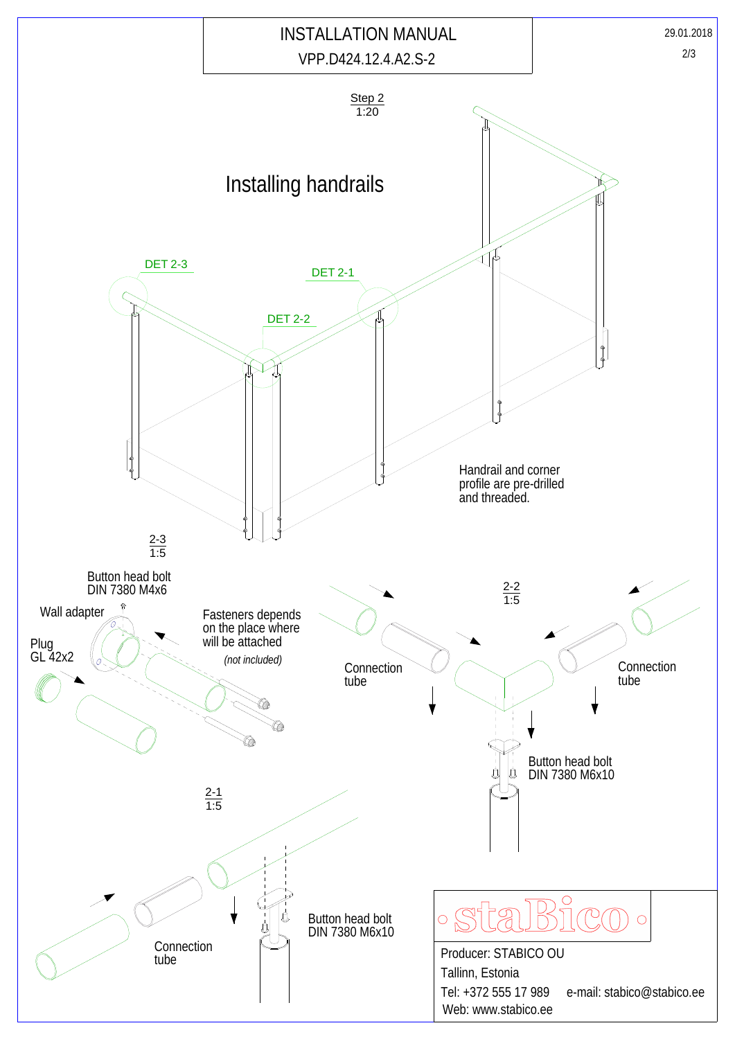# INSTALLATION MANUAL

VPP.D424.12.4.A2.S-2

29.01.2018

Step 2
1:20

## Installing handrails

DET 2-3

DET 2-1

DET 2-2

Handrail and corner profile are pre-drilled and threaded.

2-3
1:5

Button head bolt
DIN 7380 M4x6

Wall adapter

Plug
GL 42x2

Fasteners depends on the place where will be attached

*(not included)*

Connection tube

2-2
1:5

Connection tube

Button head bolt
DIN 7380 M6x10

2-1
1:5

Connection tube

Button head bolt
DIN 7380 M6x10

staBico

Producer: STABICO OU

Tallinn, Estonia

Tel: +372 555 17 989 e-mail: stabico@stabico.ee

Web: www.stabico.ee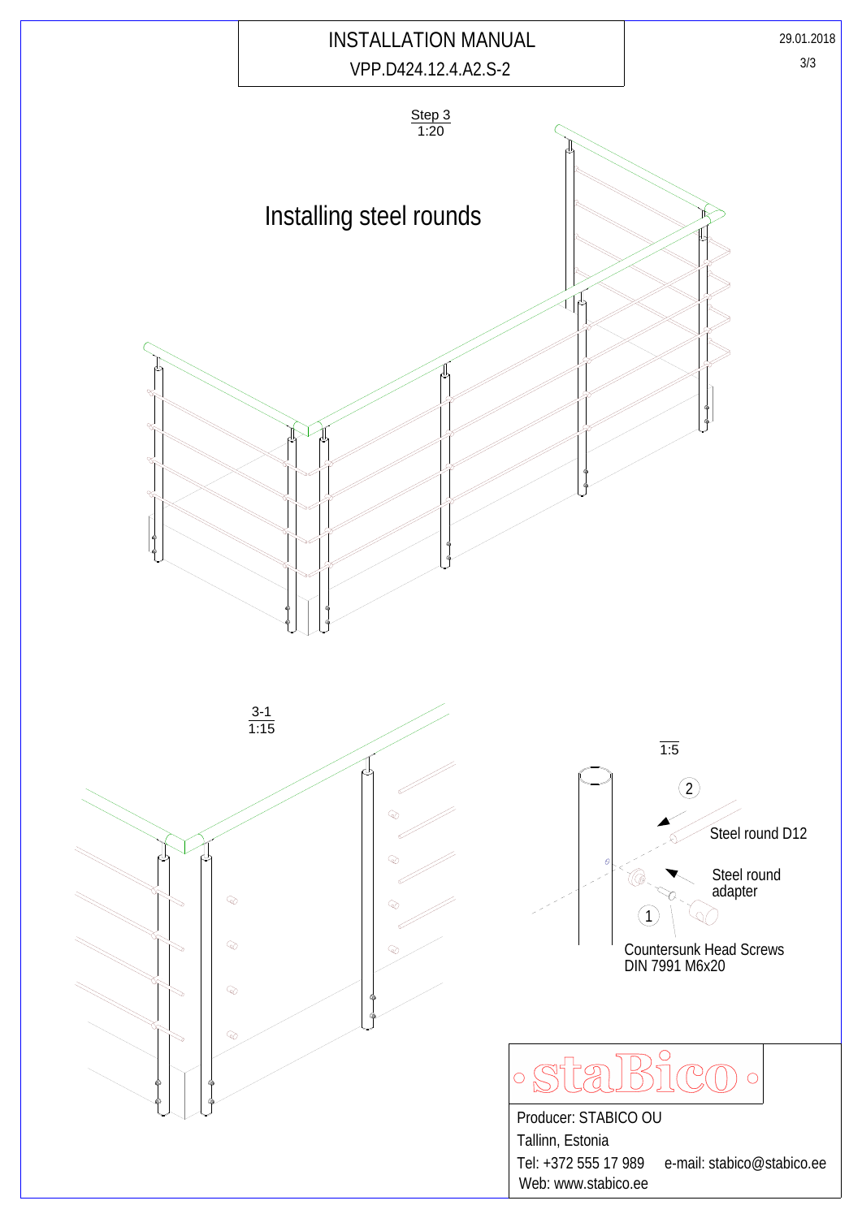# INSTALLATION MANUAL

VPP.D424.12.4.A2.S-2

29.01.2018

Step 3
1:20

## Installing steel rounds

3-1
1:15

1:5

2

Steel round D12

Steel round adapter

1

Countersunk Head Screws
DIN 7991 M6x20

staBico

Producer: STABICO OU

Tallinn, Estonia

Tel: +372 555 17 989 e-mail: stabico@stabico.ee

Web: www.stabico.ee